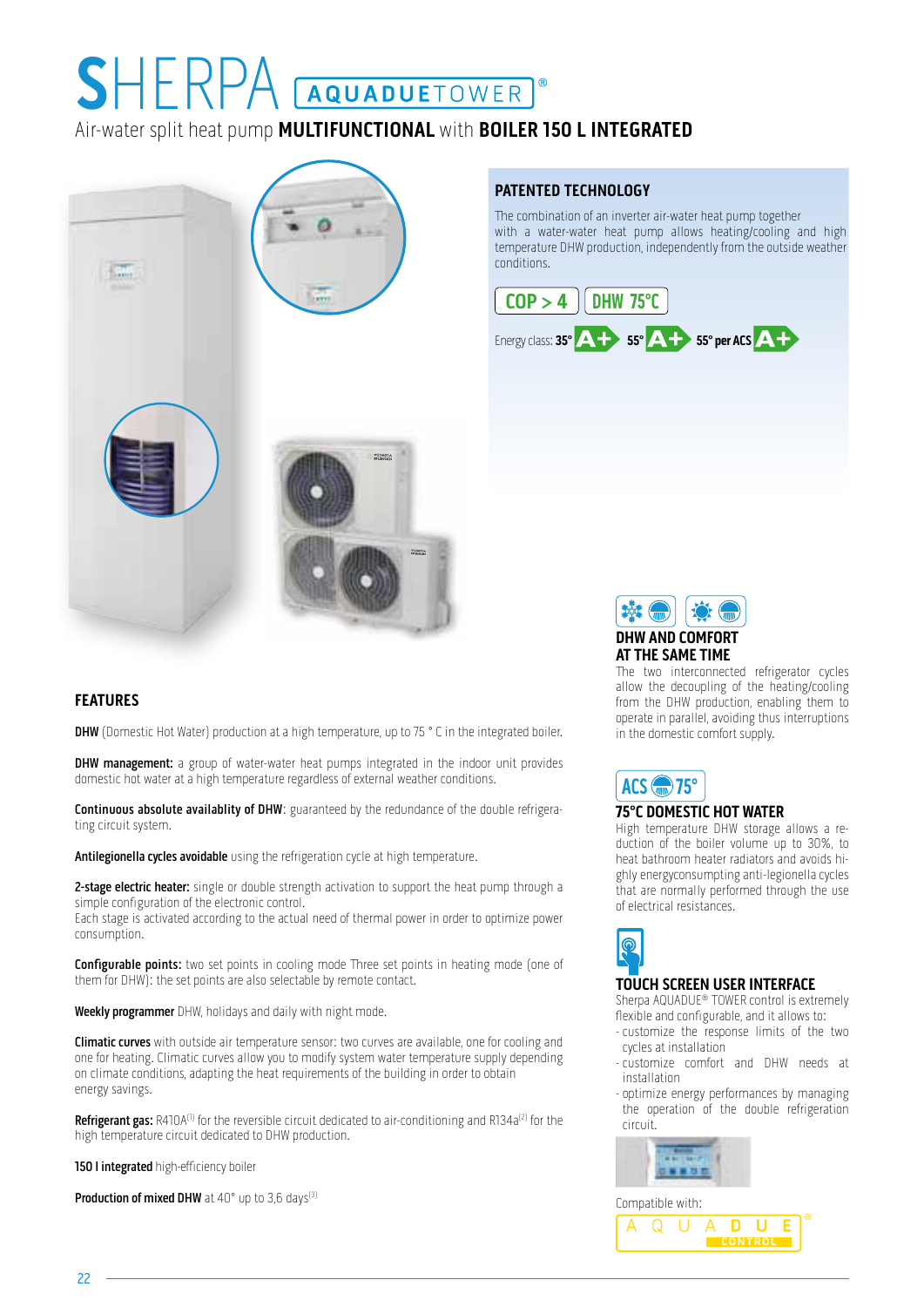# SHERPA AQUADUETOWER®

Air-water split heat pump **MULTIFUNCTIONAL** with **BOILER 150 L INTEGRATED**

## PATENTED TECHNOLOGY

The combination of an inverter air-water heat pump together with a water-water heat pump allows heating/cooling and high temperature DHW production, independently from the outside weather conditions.

COP > 4 | DHW 75°C

Energy class: **35°** A+ **55°** A+ **55° per ACS** A+

## DHW AND COMFORT AT THE SAME TIME

The two interconnected refrigerator cycles allow the decoupling of the heating/cooling from the DHW production, enabling them to operate in parallel, avoiding thus interruptions in the domestic comfort supply.

ACS 75°

## 75°C DOMESTIC HOT WATER

High temperature DHW storage allows a reduction of the boiler volume up to 30%, to heat bathroom heater radiators and avoids highly energyconsumpting anti-legionella cycles that are normally performed through the use of electrical resistances.

## TOUCH SCREEN USER INTERFACE

Sherpa AQUADUE® TOWER control is extremely flexible and configurable, and it allows to:

- customize the response limits of the two cycles at installation
- customize comfort and DHW needs at installation
- optimize energy performances by managing the operation of the double refrigeration circuit.

Compatible with:

AQUADUE® CONTROL

## FEATURES

**DHW** (Domestic Hot Water) production at a high temperature, up to 75 ° C in the integrated boiler.

**DHW management:** a group of water-water heat pumps integrated in the indoor unit provides domestic hot water at a high temperature regardless of external weather conditions.

**Continuous absolute availablity of DHW**: guaranteed by the redundance of the double refrigerating circuit system.

**Antilegionella cycles avoidable** using the refrigeration cycle at high temperature.

**2-stage electric heater:** single or double strength activation to support the heat pump through a simple configuration of the electronic control.
Each stage is activated according to the actual need of thermal power in order to optimize power consumption.

**Configurable points:** two set points in cooling mode Three set points in heating mode (one of them for DHW): the set points are also selectable by remote contact.

**Weekly programmer** DHW, holidays and daily with night mode.

**Climatic curves** with outside air temperature sensor: two curves are available, one for cooling and one for heating. Climatic curves allow you to modify system water temperature supply depending on climate conditions, adapting the heat requirements of the building in order to obtain energy savings.

**Refrigerant gas:** R410A[1] for the reversible circuit dedicated to air-conditioning and R134a[2] for the high temperature circuit dedicated to DHW production.

**150 l integrated** high-efficiency boiler

**Production of mixed DHW** at 40° up to 3,6 days[3]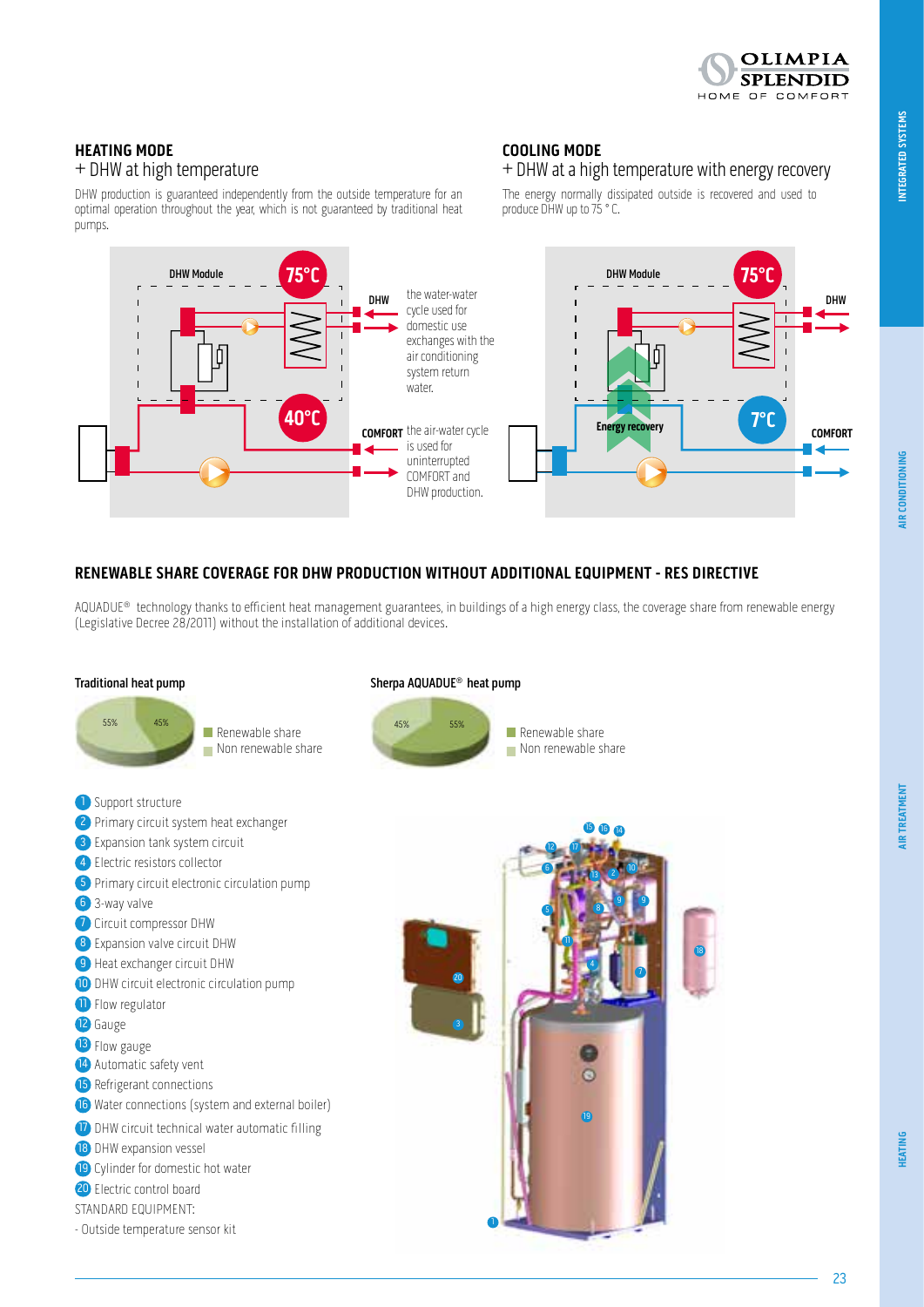## HEATING MODE
+ DHW at high temperature

DHW production is guaranteed independently from the outside temperature for an optimal operation throughout the year, which is not guaranteed by traditional heat pumps.

DHW Module 75°C

DHW — the water-water cycle used for domestic use exchanges with the air conditioning system return water.

40°C

COMFORT — the air-water cycle is used for uninterrupted COMFORT and DHW production.

## COOLING MODE
+ DHW at a high temperature with energy recovery

The energy normally dissipated outside is recovered and used to produce DHW up to 75 ° C.

DHW Module 75°C

DHW

Energy recovery

7°C

COMFORT

## RENEWABLE SHARE COVERAGE FOR DHW PRODUCTION WITHOUT ADDITIONAL EQUIPMENT - RES DIRECTIVE

AQUADUE® technology thanks to efficient heat management guarantees, in buildings of a high energy class, the coverage share from renewable energy (Legislative Decree 28/2011) without the installation of additional devices.

**Traditional heat pump**

55% 45%

- Renewable share
- Non renewable share

**Sherpa AQUADUE® heat pump**

45% 55%

- Renewable share
- Non renewable share

1. Support structure
2. Primary circuit system heat exchanger
3. Expansion tank system circuit
4. Electric resistors collector
5. Primary circuit electronic circulation pump
6. 3-way valve
7. Circuit compressor DHW
8. Expansion valve circuit DHW
9. Heat exchanger circuit DHW
10. DHW circuit electronic circulation pump
11. Flow regulator
12. Gauge
13. Flow gauge
14. Automatic safety vent
15. Refrigerant connections
16. Water connections (system and external boiler)
17. DHW circuit technical water automatic filling
18. DHW expansion vessel
19. Cylinder for domestic hot water
20. Electric control board

STANDARD EQUIPMENT:

- Outside temperature sensor kit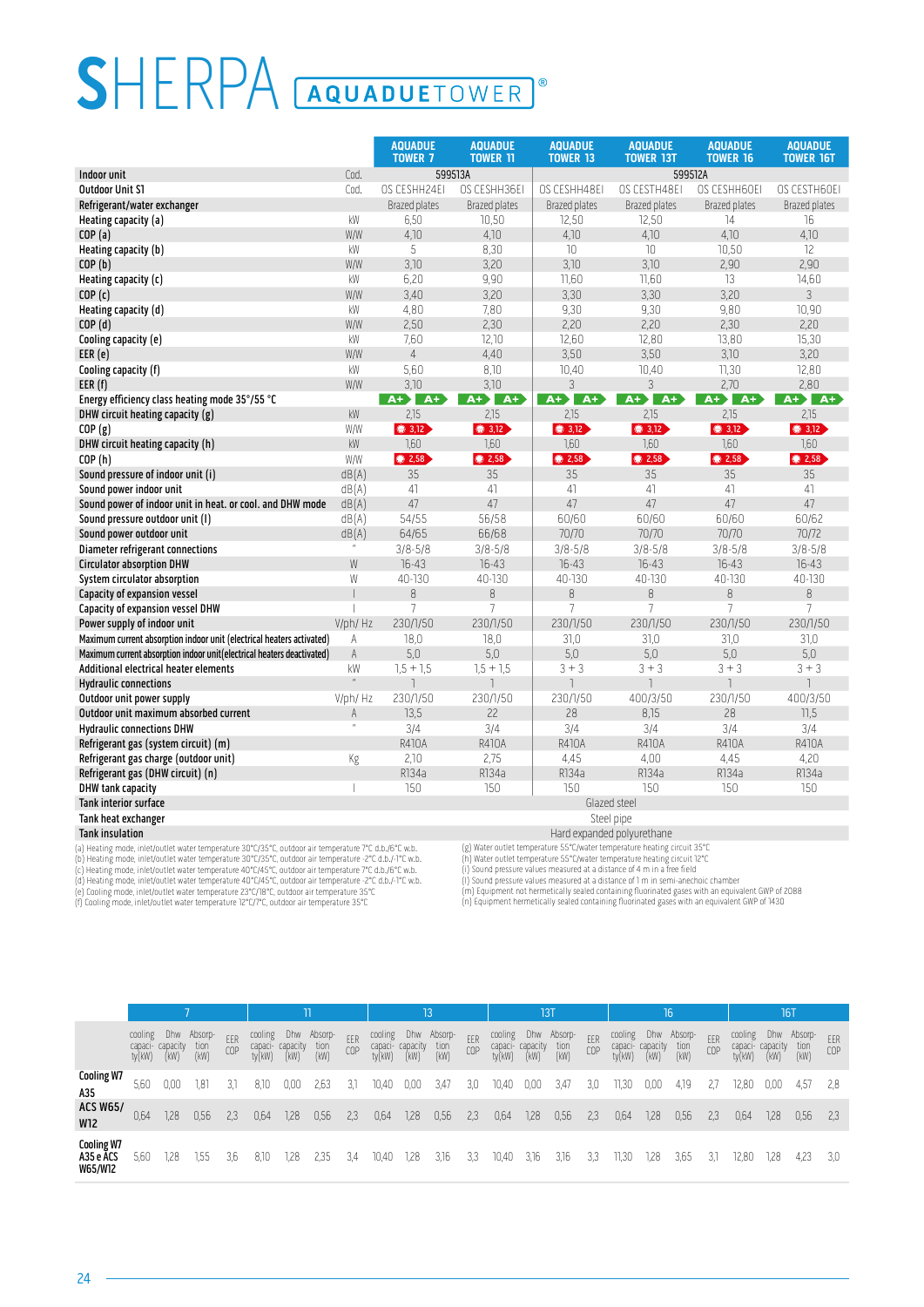# SHERPA AQUADUETOWER®

| | | AQUADUE TOWER 7 | AQUADUE TOWER 11 | AQUADUE TOWER 13 | AQUADUE TOWER 13T | AQUADUE TOWER 16 | AQUADUE TOWER 16T |
|---|---|---|---|---|---|---|---|
| **Indoor unit** | Cod. | 599513A | | 599512A | | | |
| **Outdoor Unit S1** | Cod. | OS CESHH24EI | OS CESHH36EI | OS CESHH48EI | OS CESTH48EI | OS CESHH60EI | OS CESTH60EI |
| **Refrigerant/water exchanger** | | Brazed plates | Brazed plates | Brazed plates | Brazed plates | Brazed plates | Brazed plates |
| **Heating capacity (a)** | kW | 6,50 | 10,50 | 12,50 | 12,50 | 14 | 16 |
| **COP (a)** | W/W | 4,10 | 4,10 | 4,10 | 4,10 | 4,10 | 4,10 |
| **Heating capacity (b)** | kW | 5 | 8,30 | 10 | 10 | 10,50 | 12 |
| **COP (b)** | W/W | 3,10 | 3,20 | 3,10 | 3,10 | 2,90 | 2,90 |
| **Heating capacity (c)** | kW | 6,20 | 9,90 | 11,60 | 11,60 | 13 | 14,60 |
| **COP (c)** | W/W | 3,40 | 3,20 | 3,30 | 3,30 | 3,20 | 3 |
| **Heating capacity (d)** | kW | 4,80 | 7,80 | 9,30 | 9,30 | 9,80 | 10,90 |
| **COP (d)** | W/W | 2,50 | 2,30 | 2,20 | 2,20 | 2,30 | 2,20 |
| **Cooling capacity (e)** | kW | 7,60 | 12,10 | 12,60 | 12,80 | 13,80 | 15,30 |
| **EER (e)** | W/W | 4 | 4,40 | 3,50 | 3,50 | 3,10 | 3,20 |
| **Cooling capacity (f)** | kW | 5,60 | 8,10 | 10,40 | 10,40 | 11,30 | 12,80 |
| **EER (f)** | W/W | 3,10 | 3,10 | 3 | 3 | 2,70 | 2,80 |
| **Energy efficiency class heating mode 35°/55 °C** | | A+ A+ | A+ A+ | A+ A+ | A+ A+ | A+ A+ | A+ A+ |
| **DHW circuit heating capacity (g)** | kW | 2,15 | 2,15 | 2,15 | 2,15 | 2,15 | 2,15 |
| **COP (g)** | W/W | 3,12 | 3,12 | 3,12 | 3,12 | 3,12 | 3,12 |
| **DHW circuit heating capacity (h)** | kW | 1,60 | 1,60 | 1,60 | 1,60 | 1,60 | 1,60 |
| **COP (h)** | W/W | 2,58 | 2,58 | 2,58 | 2,58 | 2,58 | 2,58 |
| **Sound pressure of indoor unit (i)** | dB(A) | 35 | 35 | 35 | 35 | 35 | 35 |
| **Sound power indoor unit** | dB(A) | 41 | 41 | 41 | 41 | 41 | 41 |
| **Sound power of indoor unit in heat. or cool. and DHW mode** | dB(A) | 47 | 47 | 47 | 47 | 47 | 47 |
| **Sound pressure outdoor unit (l)** | dB(A) | 54/55 | 56/58 | 60/60 | 60/60 | 60/60 | 60/62 |
| **Sound power outdoor unit** | dB(A) | 64/65 | 66/68 | 70/70 | 70/70 | 70/70 | 70/72 |
| **Diameter refrigerant connections** | " | 3/8-5/8 | 3/8-5/8 | 3/8-5/8 | 3/8-5/8 | 3/8-5/8 | 3/8-5/8 |
| **Circulator absorption DHW** | W | 16-43 | 16-43 | 16-43 | 16-43 | 16-43 | 16-43 |
| **System circulator absorption** | W | 40-130 | 40-130 | 40-130 | 40-130 | 40-130 | 40-130 |
| **Capacity of expansion vessel** | l | 8 | 8 | 8 | 8 | 8 | 8 |
| **Capacity of expansion vessel DHW** | l | 7 | 7 | 7 | 7 | 7 | 7 |
| **Power supply of indoor unit** | V/ph/ Hz | 230/1/50 | 230/1/50 | 230/1/50 | 230/1/50 | 230/1/50 | 230/1/50 |
| **Maximum current absorption indoor unit (electrical heaters activated)** | A | 18,0 | 18,0 | 31,0 | 31,0 | 31,0 | 31,0 |
| **Maximum current absorption indoor unit(electrical heaters deactivated)** | A | 5,0 | 5,0 | 5,0 | 5,0 | 5,0 | 5,0 |
| **Additional electrical heater elements** | kW | 1,5 + 1,5 | 1,5 + 1,5 | 3 + 3 | 3 + 3 | 3 + 3 | 3 + 3 |
| **Hydraulic connections** | " | 1 | 1 | 1 | 1 | 1 | 1 |
| **Outdoor unit power supply** | V/ph/ Hz | 230/1/50 | 230/1/50 | 230/1/50 | 400/3/50 | 230/1/50 | 400/3/50 |
| **Outdoor unit maximum absorbed current** | A | 13,5 | 22 | 28 | 8,15 | 28 | 11,5 |
| **Hydraulic connections DHW** | " | 3/4 | 3/4 | 3/4 | 3/4 | 3/4 | 3/4 |
| **Refrigerant gas (system circuit) (m)** | | R410A | R410A | R410A | R410A | R410A | R410A |
| **Refrigerant gas charge (outdoor unit)** | Kg | 2,10 | 2,75 | 4,45 | 4,00 | 4,45 | 4,20 |
| **Refrigerant gas (DHW circuit) (n)** | | R134a | R134a | R134a | R134a | R134a | R134a |
| **DHW tank capacity** | l | 150 | 150 | 150 | 150 | 150 | 150 |
| **Tank interior surface** | | Glazed steel | | | | | |
| **Tank heat exchanger** | | Steel pipe | | | | | |
| **Tank insulation** | | Hard expanded polyurethane | | | | | |

(a) Heating mode, inlet/outlet water temperature 30°C/35°C, outdoor air temperature 7°C d.b./6°C w.b.
(b) Heating mode, inlet/outlet water temperature 30°C/35°C, outdoor air temperature -2°C d.b./-1°C w.b.
(c) Heating mode, inlet/outlet water temperature 40°C/45°C, outdoor air temperature 7°C d.b./6°C w.b.
(d) Heating mode, inlet/outlet water temperature 40°C/45°C, outdoor air temperature -2°C d.b./-1°C w.b.
(e) Cooling mode, inlet/outlet water temperature 23°C/18°C, outdoor air temperature 35°C
(f) Cooling mode, inlet/outlet water temperature 12°C/7°C, outdoor air temperature 35°C
(g) Water outlet temperature 55°C/water temperature heating circuit 35°C
(h) Water outlet temperature 55°C/water temperature heating circuit 12°C
(i) Sound pressure values measured at a distance of 4 m in a free field
(l) Sound pressure values measured at a distance of 1 m in semi-anechoic chamber
(m) Equipment not hermetically sealed containing fluorinated gases with an equivalent GWP of 2088
(n) Equipment hermetically sealed containing fluorinated gases with an equivalent GWP of 1430

| | 7 | | | | 11 | | | | 13 | | | | 13T | | | | 16 | | | | 16T | | | |
|---|---|---|---|---|---|---|---|---|---|---|---|---|---|---|---|---|---|---|---|---|---|---|---|---|
| | cooling capacity (kW) | Dhw capacity (kW) | Absorption (kW) | EER COP | cooling capacity (kW) | Dhw capacity (kW) | Absorption (kW) | EER COP | cooling capacity (kW) | Dhw capacity (kW) | Absorption (kW) | EER COP | cooling capacity (kW) | Dhw capacity (kW) | Absorption (kW) | EER COP | cooling capacity (kW) | Dhw capacity (kW) | Absorption (kW) | EER COP | cooling capacity (kW) | Dhw capacity (kW) | Absorption (kW) | EER COP |
| **Cooling W7 A35** | 5,60 | 0,00 | 1,81 | 3,1 | 8,10 | 0,00 | 2,63 | 3,1 | 10,40 | 0,00 | 3,47 | 3,0 | 10,40 | 0,00 | 3,47 | 3,0 | 11,30 | 0,00 | 4,19 | 2,7 | 12,80 | 0,00 | 4,57 | 2,8 |
| **ACS W65/ W12** | 0,64 | 1,28 | 0,56 | 2,3 | 0,64 | 1,28 | 0,56 | 2,3 | 0,64 | 1,28 | 0,56 | 2,3 | 0,64 | 1,28 | 0,56 | 2,3 | 0,64 | 1,28 | 0,56 | 2,3 | 0,64 | 1,28 | 0,56 | 2,3 |
| **Cooling W7 A35 e ACS W65/W12** | 5,60 | 1,28 | 1,55 | 3,6 | 8,10 | 1,28 | 2,35 | 3,4 | 10,40 | 1,28 | 3,16 | 3,3 | 10,40 | 3,16 | 3,16 | 3,3 | 11,30 | 1,28 | 3,65 | 3,1 | 12,80 | 1,28 | 4,23 | 3,0 |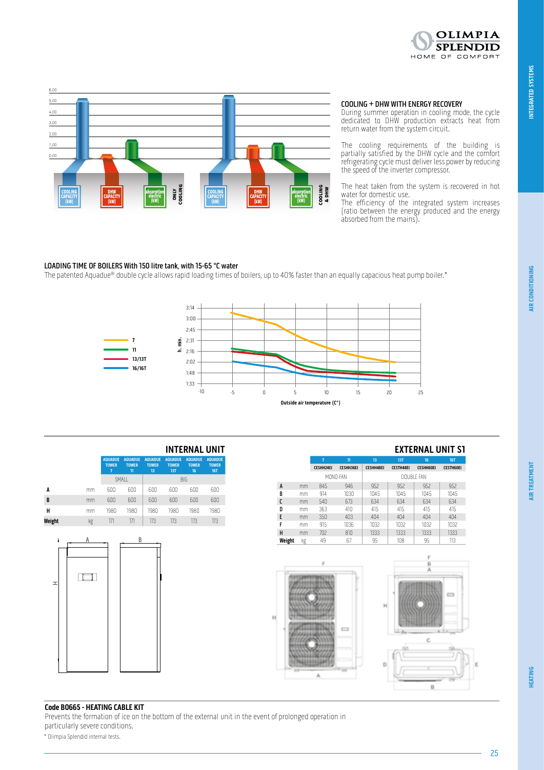## COOLING + DHW WITH ENERGY RECOVERY

During summer operation in cooling mode, the cycle dedicated to DHW production extracts heat from return water from the system circuit.

The cooling requirements of the building is partially satisfied by the DHW cycle and the comfort refrigerating cycle must deliver less power by reducing the speed of the inverter compressor.

The heat taken from the system is recovered in hot water for domestic use.

The efficiency of the integrated system increases (ratio between the energy produced and the energy absorbed from the mains).

## LOADING TIME OF BOILERS With 150 litre tank, with 15-65 °C water

The patented Aquadue® double cycle allows rapid loading times of boilers, up to 40% faster than an equally capacious heat pump boiler.*

## INTERNAL UNIT

| | | AQUADUE TOWER 7 | AQUADUE TOWER 11 | AQUADUE TOWER 13 | AQUADUE TOWER 13T | AQUADUE TOWER 16 | AQUADUE TOWER 16T |
|---|---|---|---|---|---|---|---|
| | | SMALL | | BIG | | | |
| A | mm | 600 | 600 | 600 | 600 | 600 | 600 |
| B | mm | 600 | 600 | 600 | 600 | 600 | 600 |
| H | mm | 1980 | 1980 | 1980 | 1980 | 1980 | 1980 |
| Weight | kg | 171 | 171 | 173 | 173 | 173 | 173 |

## EXTERNAL UNIT S1

| | | 7 | 11 | 13 | 13T | 16 | 16T |
|---|---|---|---|---|---|---|---|
| | | CESHH24EI | CESHH36EI | CESHH48EI | CESTH48EI | CESHH60EI | CESTH60EI |
| | | MONO-FAN | | DOUBLE FAN | | | |
| A | mm | 845 | 946 | 952 | 952 | 952 | 952 |
| B | mm | 914 | 1030 | 1045 | 1045 | 1045 | 1045 |
| C | mm | 540 | 673 | 634 | 634 | 634 | 634 |
| D | mm | 363 | 410 | 415 | 415 | 415 | 415 |
| E | mm | 350 | 403 | 404 | 404 | 404 | 404 |
| F | mm | 915 | 1036 | 1032 | 1032 | 1032 | 1032 |
| H | mm | 702 | 810 | 1333 | 1333 | 1333 | 1333 |
| Weight | kg | 49 | 67 | 95 | 108 | 95 | 113 |

## Code B0665 - HEATING CABLE KIT

Prevents the formation of ice on the bottom of the external unit in the event of prolonged operation in particularly severe conditions.

\* Olimpia Splendid internal tests.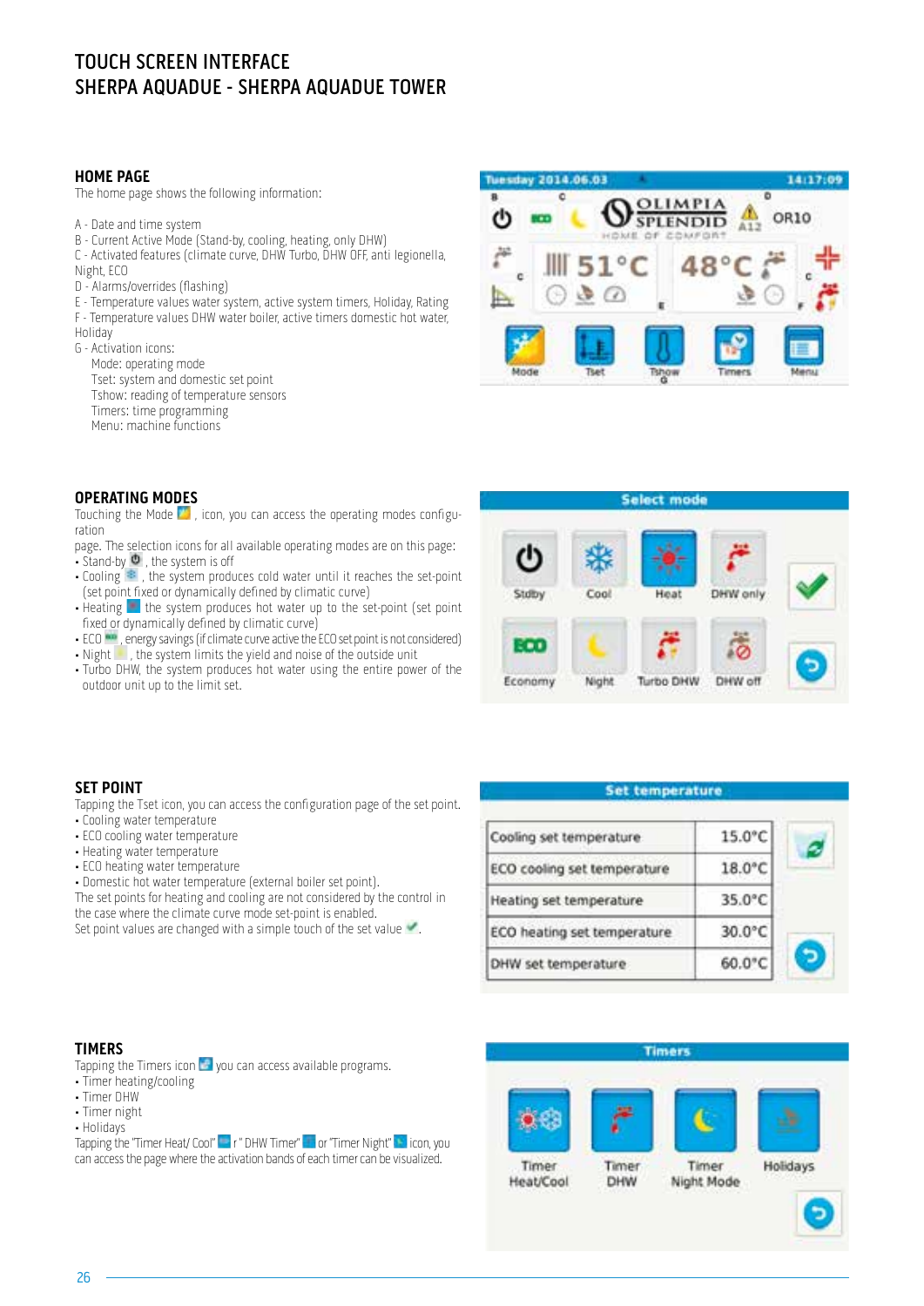# TOUCH SCREEN INTERFACE
# SHERPA AQUADUE - SHERPA AQUADUE TOWER

## HOME PAGE

The home page shows the following information:

A - Date and time system
B - Current Active Mode (Stand-by, cooling, heating, only DHW)
C - Activated features (climate curve, DHW Turbo, DHW OFF, anti legionella, Night, ECO
D - Alarms/overrides (flashing)
E - Temperature values water system, active system timers, Holiday, Rating
F - Temperature values DHW water boiler, active timers domestic hot water, Holiday
G - Activation icons:
  Mode: operating mode
  Tset: system and domestic set point
  Tshow: reading of temperature sensors
  Timers: time programming
  Menu: machine functions

## OPERATING MODES

Touching the Mode icon, you can access the operating modes configuration page. The selection icons for all available operating modes are on this page:

- Stand-by, the system is off
- Cooling, the system produces cold water until it reaches the set-point (set point fixed or dynamically defined by climatic curve)
- Heating the system produces hot water up to the set-point (set point fixed or dynamically defined by climatic curve)
- ECO, energy savings (if climate curve active the ECO set point is not considered)
- Night, the system limits the yield and noise of the outside unit
- Turbo DHW, the system produces hot water using the entire power of the outdoor unit up to the limit set.

## SET POINT

Tapping the Tset icon, you can access the configuration page of the set point.

- Cooling water temperature
- ECO cooling water temperature
- Heating water temperature
- ECO heating water temperature
- Domestic hot water temperature (external boiler set point).

The set points for heating and cooling are not considered by the control in the case where the climate curve mode set-point is enabled.
Set point values are changed with a simple touch of the set value.

| Set temperature | |
|---|---|
| Cooling set temperature | 15.0°C |
| ECO cooling set temperature | 18.0°C |
| Heating set temperature | 35.0°C |
| ECO heating set temperature | 30.0°C |
| DHW set temperature | 60.0°C |

## TIMERS

Tapping the Timers icon you can access available programs.

- Timer heating/cooling
- Timer DHW
- Timer night
- Holidays

Tapping the "Timer Heat/ Cool" r " DHW Timer" or "Timer Night" icon, you can access the page where the activation bands of each timer can be visualized.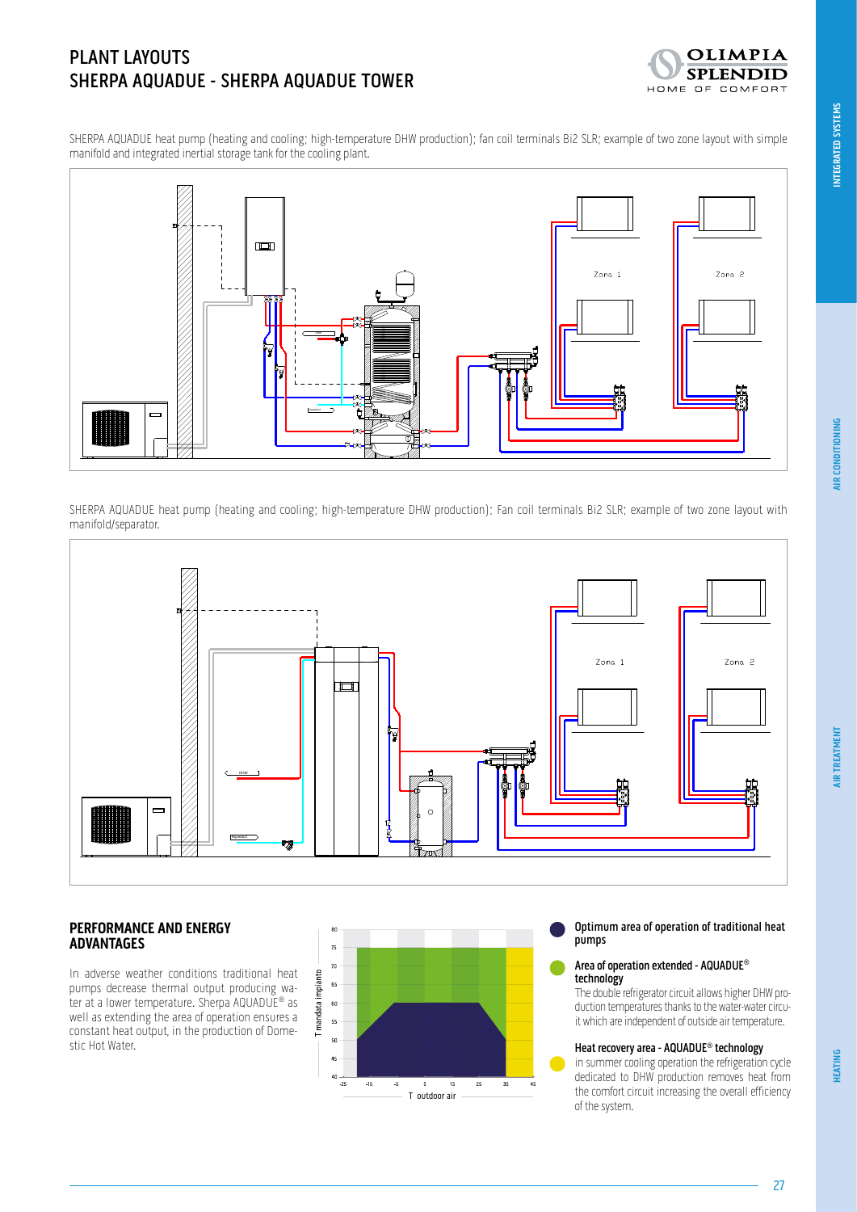# PLANT LAYOUTS
# SHERPA AQUADUE - SHERPA AQUADUE TOWER

SHERPA AQUADUE heat pump (heating and cooling; high-temperature DHW production); fan coil terminals Bi2 SLR; example of two zone layout with simple manifold and integrated inertial storage tank for the cooling plant.

Zona 1

Zona 2

SHERPA AQUADUE heat pump (heating and cooling; high-temperature DHW production); Fan coil terminals Bi2 SLR; example of two zone layout with manifold/separator.

Zona 1

Zona 2

DHW

## PERFORMANCE AND ENERGY ADVANTAGES

In adverse weather conditions traditional heat pumps decrease thermal output producing water at a lower temperature. Sherpa AQUADUE® as well as extending the area of operation ensures a constant heat output, in the production of Domestic Hot Water.

T mandata impianto

80
75
70
65
60
55
50
45
40

-25 -15 -5 5 15 25 35 45

T outdoor air

**Optimum area of operation of traditional heat pumps**

**Area of operation extended - AQUADUE® technology**

The double refrigerator circuit allows higher DHW production temperatures thanks to the water-water circuit which are independent of outside air temperature.

**Heat recovery area - AQUADUE® technology**

in summer cooling operation the refrigeration cycle dedicated to DHW production removes heat from the comfort circuit increasing the overall efficiency of the system.